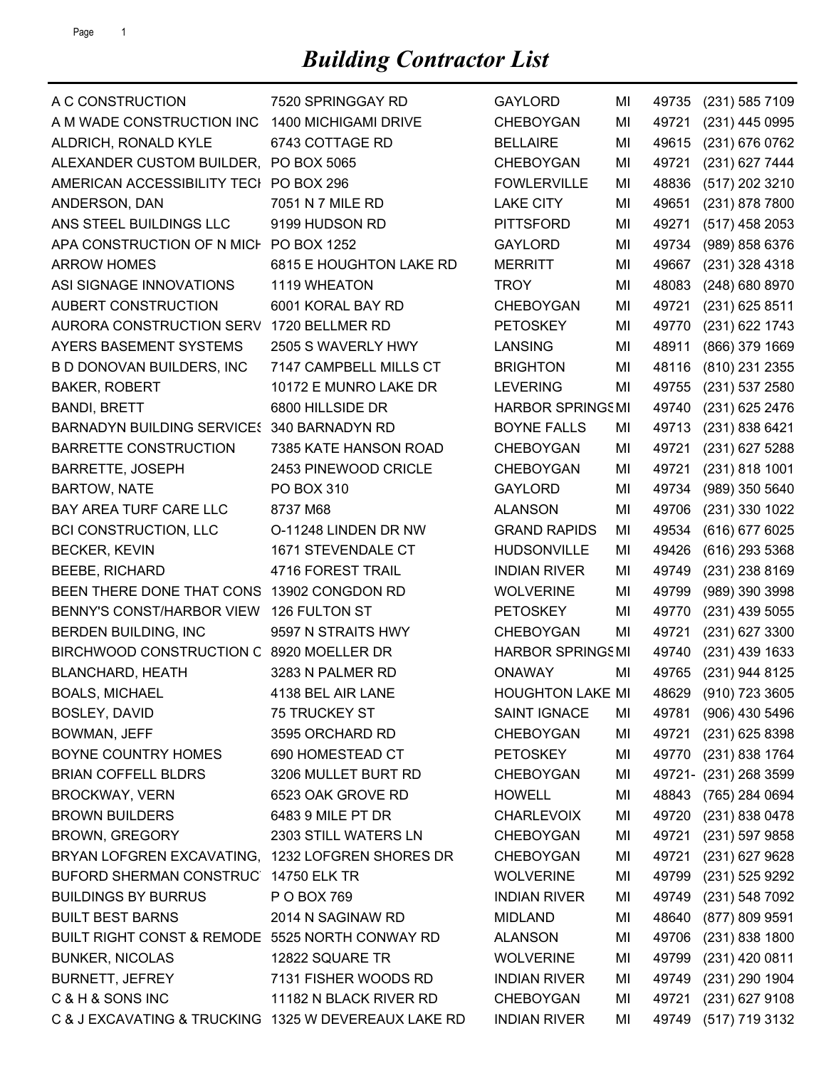# *Building Contractor List*

| | | | | | |
|---|---|---|---|---|---|
| A C CONSTRUCTION | 7520 SPRINGGAY RD | GAYLORD | MI | 49735 | (231) 585 7109 |
| A M WADE CONSTRUCTION INC | 1400 MICHIGAMI DRIVE | CHEBOYGAN | MI | 49721 | (231) 445 0995 |
| ALDRICH, RONALD KYLE | 6743 COTTAGE RD | BELLAIRE | MI | 49615 | (231) 676 0762 |
| ALEXANDER CUSTOM BUILDER, | PO BOX 5065 | CHEBOYGAN | MI | 49721 | (231) 627 7444 |
| AMERICAN ACCESSIBILITY TECH | PO BOX 296 | FOWLERVILLE | MI | 48836 | (517) 202 3210 |
| ANDERSON, DAN | 7051 N 7 MILE RD | LAKE CITY | MI | 49651 | (231) 878 7800 |
| ANS STEEL BUILDINGS LLC | 9199 HUDSON RD | PITTSFORD | MI | 49271 | (517) 458 2053 |
| APA CONSTRUCTION OF N MICH | PO BOX 1252 | GAYLORD | MI | 49734 | (989) 858 6376 |
| ARROW HOMES | 6815 E HOUGHTON LAKE RD | MERRITT | MI | 49667 | (231) 328 4318 |
| ASI SIGNAGE INNOVATIONS | 1119 WHEATON | TROY | MI | 48083 | (248) 680 8970 |
| AUBERT CONSTRUCTION | 6001 KORAL BAY RD | CHEBOYGAN | MI | 49721 | (231) 625 8511 |
| AURORA CONSTRUCTION SERV | 1720 BELLMER RD | PETOSKEY | MI | 49770 | (231) 622 1743 |
| AYERS BASEMENT SYSTEMS | 2505 S WAVERLY HWY | LANSING | MI | 48911 | (866) 379 1669 |
| B D DONOVAN BUILDERS, INC | 7147 CAMPBELL MILLS CT | BRIGHTON | MI | 48116 | (810) 231 2355 |
| BAKER, ROBERT | 10172 E MUNRO LAKE DR | LEVERING | MI | 49755 | (231) 537 2580 |
| BANDI, BRETT | 6800 HILLSIDE DR | HARBOR SPRINGS | MI | 49740 | (231) 625 2476 |
| BARNADYN BUILDING SERVICES | 340 BARNADYN RD | BOYNE FALLS | MI | 49713 | (231) 838 6421 |
| BARRETTE CONSTRUCTION | 7385 KATE HANSON ROAD | CHEBOYGAN | MI | 49721 | (231) 627 5288 |
| BARRETTE, JOSEPH | 2453 PINEWOOD CRICLE | CHEBOYGAN | MI | 49721 | (231) 818 1001 |
| BARTOW, NATE | PO BOX 310 | GAYLORD | MI | 49734 | (989) 350 5640 |
| BAY AREA TURF CARE LLC | 8737 M68 | ALANSON | MI | 49706 | (231) 330 1022 |
| BCI CONSTRUCTION, LLC | O-11248 LINDEN DR NW | GRAND RAPIDS | MI | 49534 | (616) 677 6025 |
| BECKER, KEVIN | 1671 STEVENDALE CT | HUDSONVILLE | MI | 49426 | (616) 293 5368 |
| BEEBE, RICHARD | 4716 FOREST TRAIL | INDIAN RIVER | MI | 49749 | (231) 238 8169 |
| BEEN THERE DONE THAT CONS | 13902 CONGDON RD | WOLVERINE | MI | 49799 | (989) 390 3998 |
| BENNY'S CONST/HARBOR VIEW | 126 FULTON ST | PETOSKEY | MI | 49770 | (231) 439 5055 |
| BERDEN BUILDING, INC | 9597 N STRAITS HWY | CHEBOYGAN | MI | 49721 | (231) 627 3300 |
| BIRCHWOOD CONSTRUCTION C | 8920 MOELLER DR | HARBOR SPRINGS | MI | 49740 | (231) 439 1633 |
| BLANCHARD, HEATH | 3283 N PALMER RD | ONAWAY | MI | 49765 | (231) 944 8125 |
| BOALS, MICHAEL | 4138 BEL AIR LANE | HOUGHTON LAKE | MI | 48629 | (910) 723 3605 |
| BOSLEY, DAVID | 75 TRUCKEY ST | SAINT IGNACE | MI | 49781 | (906) 430 5496 |
| BOWMAN, JEFF | 3595 ORCHARD RD | CHEBOYGAN | MI | 49721 | (231) 625 8398 |
| BOYNE COUNTRY HOMES | 690 HOMESTEAD CT | PETOSKEY | MI | 49770 | (231) 838 1764 |
| BRIAN COFFELL BLDRS | 3206 MULLET BURT RD | CHEBOYGAN | MI | 49721- | (231) 268 3599 |
| BROCKWAY, VERN | 6523 OAK GROVE RD | HOWELL | MI | 48843 | (765) 284 0694 |
| BROWN BUILDERS | 6483 9 MILE PT DR | CHARLEVOIX | MI | 49720 | (231) 838 0478 |
| BROWN, GREGORY | 2303 STILL WATERS LN | CHEBOYGAN | MI | 49721 | (231) 597 9858 |
| BRYAN LOFGREN EXCAVATING, | 1232 LOFGREN SHORES DR | CHEBOYGAN | MI | 49721 | (231) 627 9628 |
| BUFORD SHERMAN CONSTRUCT | 14750 ELK TR | WOLVERINE | MI | 49799 | (231) 525 9292 |
| BUILDINGS BY BURRUS | P O BOX 769 | INDIAN RIVER | MI | 49749 | (231) 548 7092 |
| BUILT BEST BARNS | 2014 N SAGINAW RD | MIDLAND | MI | 48640 | (877) 809 9591 |
| BUILT RIGHT CONST & REMODE | 5525 NORTH CONWAY RD | ALANSON | MI | 49706 | (231) 838 1800 |
| BUNKER, NICOLAS | 12822 SQUARE TR | WOLVERINE | MI | 49799 | (231) 420 0811 |
| BURNETT, JEFREY | 7131 FISHER WOODS RD | INDIAN RIVER | MI | 49749 | (231) 290 1904 |
| C & H & SONS INC | 11182 N BLACK RIVER RD | CHEBOYGAN | MI | 49721 | (231) 627 9108 |
| C & J EXCAVATING & TRUCKING | 1325 W DEVEREAUX LAKE RD | INDIAN RIVER | MI | 49749 | (517) 719 3132 |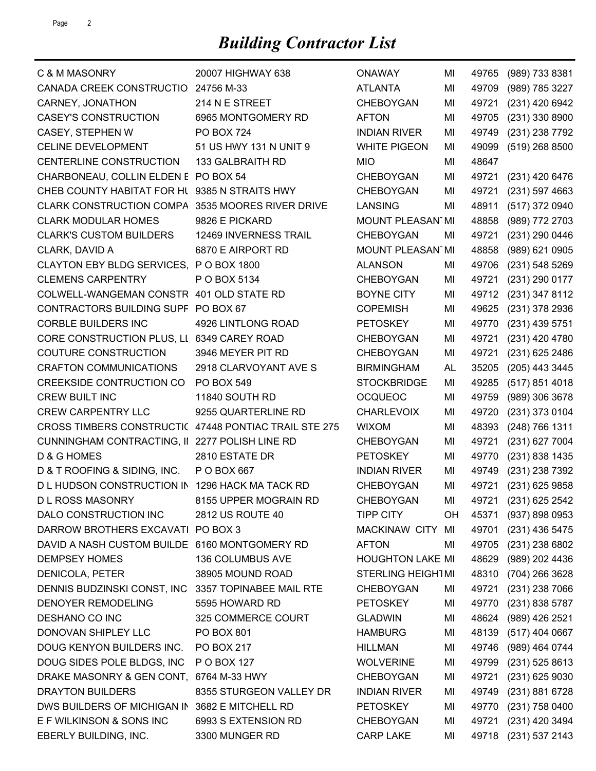# *Building Contractor List*

| Name | Address | City | State | Zip | Phone |
|---|---|---|---|---|---|
| C & M MASONRY | 20007 HIGHWAY 638 | ONAWAY | MI | 49765 | (989) 733 8381 |
| CANADA CREEK CONSTRUCTIO | 24756 M-33 | ATLANTA | MI | 49709 | (989) 785 3227 |
| CARNEY, JONATHON | 214 N E STREET | CHEBOYGAN | MI | 49721 | (231) 420 6942 |
| CASEY'S CONSTRUCTION | 6965 MONTGOMERY RD | AFTON | MI | 49705 | (231) 330 8900 |
| CASEY, STEPHEN W | PO BOX 724 | INDIAN RIVER | MI | 49749 | (231) 238 7792 |
| CELINE DEVELOPMENT | 51 US HWY 131 N UNIT 9 | WHITE PIGEON | MI | 49099 | (519) 268 8500 |
| CENTERLINE CONSTRUCTION | 133 GALBRAITH RD | MIO | MI | 48647 | |
| CHARBONEAU, COLLIN ELDEN E | PO BOX 54 | CHEBOYGAN | MI | 49721 | (231) 420 6476 |
| CHEB COUNTY HABITAT FOR HU | 9385 N STRAITS HWY | CHEBOYGAN | MI | 49721 | (231) 597 4663 |
| CLARK CONSTRUCTION COMPA | 3535 MOORES RIVER DRIVE | LANSING | MI | 48911 | (517) 372 0940 |
| CLARK MODULAR HOMES | 9826 E PICKARD | MOUNT PLEASANT | MI | 48858 | (989) 772 2703 |
| CLARK'S CUSTOM BUILDERS | 12469 INVERNESS TRAIL | CHEBOYGAN | MI | 49721 | (231) 290 0446 |
| CLARK, DAVID A | 6870 E AIRPORT RD | MOUNT PLEASANT | MI | 48858 | (989) 621 0905 |
| CLAYTON EBY BLDG SERVICES, | P O BOX 1800 | ALANSON | MI | 49706 | (231) 548 5269 |
| CLEMENS CARPENTRY | P O BOX 5134 | CHEBOYGAN | MI | 49721 | (231) 290 0177 |
| COLWELL-WANGEMAN CONSTR | 401 OLD STATE RD | BOYNE CITY | MI | 49712 | (231) 347 8112 |
| CONTRACTORS BUILDING SUPF | PO BOX 67 | COPEMISH | MI | 49625 | (231) 378 2936 |
| CORBLE BUILDERS INC | 4926 LINTLONG ROAD | PETOSKEY | MI | 49770 | (231) 439 5751 |
| CORE CONSTRUCTION PLUS, LL | 6349 CAREY ROAD | CHEBOYGAN | MI | 49721 | (231) 420 4780 |
| COUTURE CONSTRUCTION | 3946 MEYER PIT RD | CHEBOYGAN | MI | 49721 | (231) 625 2486 |
| CRAFTON COMMUNICATIONS | 2918 CLARVOYANT AVE S | BIRMINGHAM | AL | 35205 | (205) 443 3445 |
| CREEKSIDE CONTRUCTION CO | PO BOX 549 | STOCKBRIDGE | MI | 49285 | (517) 851 4018 |
| CREW BUILT INC | 11840 SOUTH RD | OCQUEOC | MI | 49759 | (989) 306 3678 |
| CREW CARPENTRY LLC | 9255 QUARTERLINE RD | CHARLEVOIX | MI | 49720 | (231) 373 0104 |
| CROSS TIMBERS CONSTRUCTIO | 47448 PONTIAC TRAIL STE 275 | WIXOM | MI | 48393 | (248) 766 1311 |
| CUNNINGHAM CONTRACTING, II | 2277 POLISH LINE RD | CHEBOYGAN | MI | 49721 | (231) 627 7004 |
| D & G HOMES | 2810 ESTATE DR | PETOSKEY | MI | 49770 | (231) 838 1435 |
| D & T ROOFING & SIDING, INC. | P O BOX 667 | INDIAN RIVER | MI | 49749 | (231) 238 7392 |
| D L HUDSON CONSTRUCTION IN | 1296 HACK MA TACK RD | CHEBOYGAN | MI | 49721 | (231) 625 9858 |
| D L ROSS MASONRY | 8155 UPPER MOGRAIN RD | CHEBOYGAN | MI | 49721 | (231) 625 2542 |
| DALO CONSTRUCTION INC | 2812 US ROUTE 40 | TIPP CITY | OH | 45371 | (937) 898 0953 |
| DARROW BROTHERS EXCAVATI | PO BOX 3 | MACKINAW CITY | MI | 49701 | (231) 436 5475 |
| DAVID A NASH CUSTOM BUILDE | 6160 MONTGOMERY RD | AFTON | MI | 49705 | (231) 238 6802 |
| DEMPSEY HOMES | 136 COLUMBUS AVE | HOUGHTON LAKE | MI | 48629 | (989) 202 4436 |
| DENICOLA, PETER | 38905 MOUND ROAD | STERLING HEIGHT | MI | 48310 | (704) 266 3628 |
| DENNIS BUDZINSKI CONST, INC | 3357 TOPINABEE MAIL RTE | CHEBOYGAN | MI | 49721 | (231) 238 7066 |
| DENOYER REMODELING | 5595 HOWARD RD | PETOSKEY | MI | 49770 | (231) 838 5787 |
| DESHANO CO INC | 325 COMMERCE COURT | GLADWIN | MI | 48624 | (989) 426 2521 |
| DONOVAN SHIPLEY LLC | PO BOX 801 | HAMBURG | MI | 48139 | (517) 404 0667 |
| DOUG KENYON BUILDERS INC. | PO BOX 217 | HILLMAN | MI | 49746 | (989) 464 0744 |
| DOUG SIDES POLE BLDGS, INC | P O BOX 127 | WOLVERINE | MI | 49799 | (231) 525 8613 |
| DRAKE MASONRY & GEN CONT, | 6764 M-33 HWY | CHEBOYGAN | MI | 49721 | (231) 625 9030 |
| DRAYTON BUILDERS | 8355 STURGEON VALLEY DR | INDIAN RIVER | MI | 49749 | (231) 881 6728 |
| DWS BUILDERS OF MICHIGAN IN | 3682 E MITCHELL RD | PETOSKEY | MI | 49770 | (231) 758 0400 |
| E F WILKINSON & SONS INC | 6993 S EXTENSION RD | CHEBOYGAN | MI | 49721 | (231) 420 3494 |
| EBERLY BUILDING, INC. | 3300 MUNGER RD | CARP LAKE | MI | 49718 | (231) 537 2143 |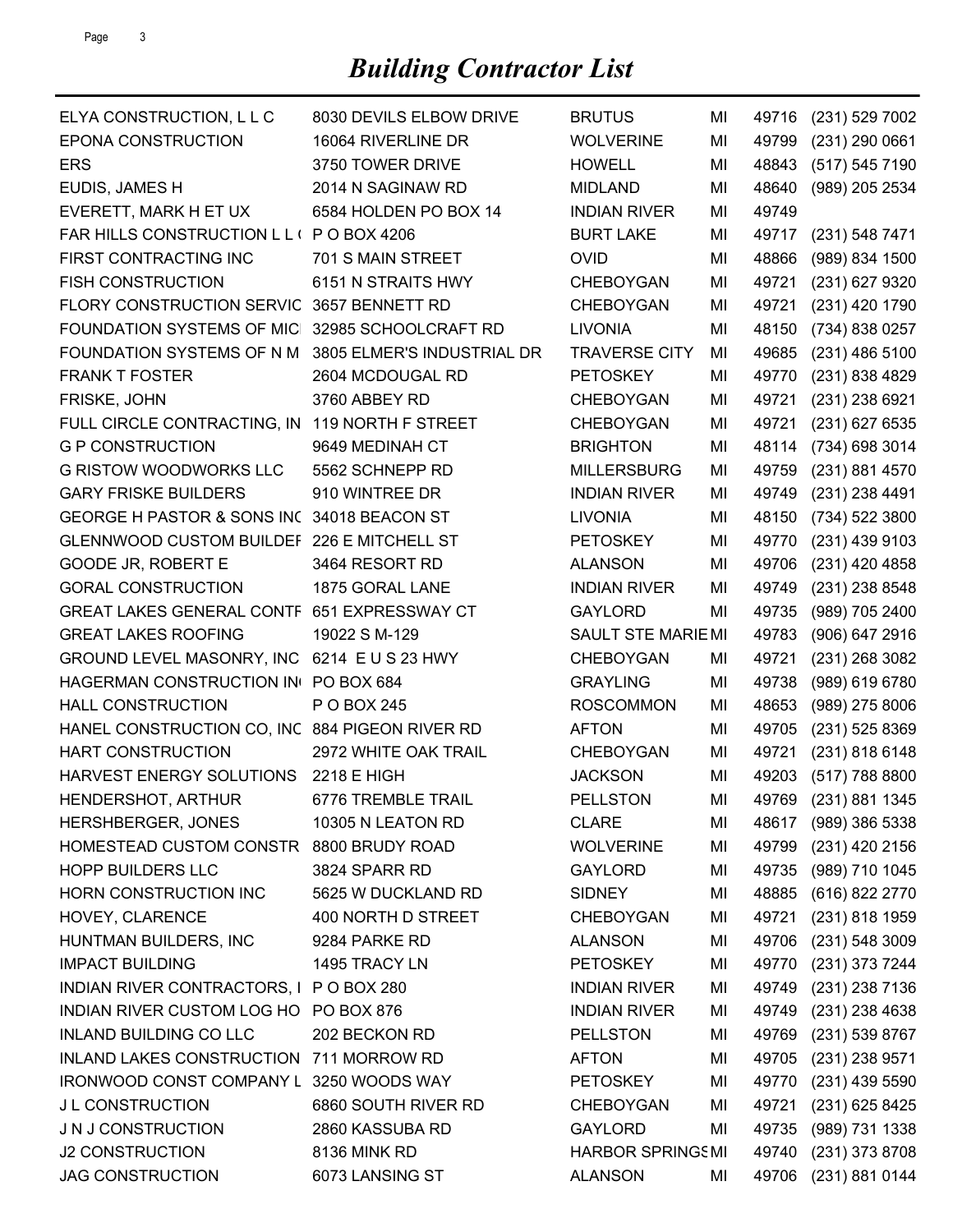# *Building Contractor List*

| | | | | | |
|---|---|---|---|---|---|
| ELYA CONSTRUCTION, L L C | 8030 DEVILS ELBOW DRIVE | BRUTUS | MI | 49716 | (231) 529 7002 |
| EPONA CONSTRUCTION | 16064 RIVERLINE DR | WOLVERINE | MI | 49799 | (231) 290 0661 |
| ERS | 3750 TOWER DRIVE | HOWELL | MI | 48843 | (517) 545 7190 |
| EUDIS, JAMES H | 2014 N SAGINAW RD | MIDLAND | MI | 48640 | (989) 205 2534 |
| EVERETT, MARK H ET UX | 6584 HOLDEN PO BOX 14 | INDIAN RIVER | MI | 49749 | |
| FAR HILLS CONSTRUCTION L L ( | P O BOX 4206 | BURT LAKE | MI | 49717 | (231) 548 7471 |
| FIRST CONTRACTING INC | 701 S MAIN STREET | OVID | MI | 48866 | (989) 834 1500 |
| FISH CONSTRUCTION | 6151 N STRAITS HWY | CHEBOYGAN | MI | 49721 | (231) 627 9320 |
| FLORY CONSTRUCTION SERVIC | 3657 BENNETT RD | CHEBOYGAN | MI | 49721 | (231) 420 1790 |
| FOUNDATION SYSTEMS OF MICI | 32985 SCHOOLCRAFT RD | LIVONIA | MI | 48150 | (734) 838 0257 |
| FOUNDATION SYSTEMS OF N M | 3805 ELMER'S INDUSTRIAL DR | TRAVERSE CITY | MI | 49685 | (231) 486 5100 |
| FRANK T FOSTER | 2604 MCDOUGAL RD | PETOSKEY | MI | 49770 | (231) 838 4829 |
| FRISKE, JOHN | 3760 ABBEY RD | CHEBOYGAN | MI | 49721 | (231) 238 6921 |
| FULL CIRCLE CONTRACTING, IN | 119 NORTH F STREET | CHEBOYGAN | MI | 49721 | (231) 627 6535 |
| G P CONSTRUCTION | 9649 MEDINAH CT | BRIGHTON | MI | 48114 | (734) 698 3014 |
| G RISTOW WOODWORKS LLC | 5562 SCHNEPP RD | MILLERSBURG | MI | 49759 | (231) 881 4570 |
| GARY FRISKE BUILDERS | 910 WINTREE DR | INDIAN RIVER | MI | 49749 | (231) 238 4491 |
| GEORGE H PASTOR & SONS INC | 34018 BEACON ST | LIVONIA | MI | 48150 | (734) 522 3800 |
| GLENNWOOD CUSTOM BUILDEF | 226 E MITCHELL ST | PETOSKEY | MI | 49770 | (231) 439 9103 |
| GOODE JR, ROBERT E | 3464 RESORT RD | ALANSON | MI | 49706 | (231) 420 4858 |
| GORAL CONSTRUCTION | 1875 GORAL LANE | INDIAN RIVER | MI | 49749 | (231) 238 8548 |
| GREAT LAKES GENERAL CONTF | 651 EXPRESSWAY CT | GAYLORD | MI | 49735 | (989) 705 2400 |
| GREAT LAKES ROOFING | 19022 S M-129 | SAULT STE MARIE | MI | 49783 | (906) 647 2916 |
| GROUND LEVEL MASONRY, INC | 6214 E U S 23 HWY | CHEBOYGAN | MI | 49721 | (231) 268 3082 |
| HAGERMAN CONSTRUCTION IN | PO BOX 684 | GRAYLING | MI | 49738 | (989) 619 6780 |
| HALL CONSTRUCTION | P O BOX 245 | ROSCOMMON | MI | 48653 | (989) 275 8006 |
| HANEL CONSTRUCTION CO, INC | 884 PIGEON RIVER RD | AFTON | MI | 49705 | (231) 525 8369 |
| HART CONSTRUCTION | 2972 WHITE OAK TRAIL | CHEBOYGAN | MI | 49721 | (231) 818 6148 |
| HARVEST ENERGY SOLUTIONS | 2218 E HIGH | JACKSON | MI | 49203 | (517) 788 8800 |
| HENDERSHOT, ARTHUR | 6776 TREMBLE TRAIL | PELLSTON | MI | 49769 | (231) 881 1345 |
| HERSHBERGER, JONES | 10305 N LEATON RD | CLARE | MI | 48617 | (989) 386 5338 |
| HOMESTEAD CUSTOM CONSTR | 8800 BRUDY ROAD | WOLVERINE | MI | 49799 | (231) 420 2156 |
| HOPP BUILDERS LLC | 3824 SPARR RD | GAYLORD | MI | 49735 | (989) 710 1045 |
| HORN CONSTRUCTION INC | 5625 W DUCKLAND RD | SIDNEY | MI | 48885 | (616) 822 2770 |
| HOVEY, CLARENCE | 400 NORTH D STREET | CHEBOYGAN | MI | 49721 | (231) 818 1959 |
| HUNTMAN BUILDERS, INC | 9284 PARKE RD | ALANSON | MI | 49706 | (231) 548 3009 |
| IMPACT BUILDING | 1495 TRACY LN | PETOSKEY | MI | 49770 | (231) 373 7244 |
| INDIAN RIVER CONTRACTORS, I | P O BOX 280 | INDIAN RIVER | MI | 49749 | (231) 238 7136 |
| INDIAN RIVER CUSTOM LOG HO | PO BOX 876 | INDIAN RIVER | MI | 49749 | (231) 238 4638 |
| INLAND BUILDING CO LLC | 202 BECKON RD | PELLSTON | MI | 49769 | (231) 539 8767 |
| INLAND LAKES CONSTRUCTION | 711 MORROW RD | AFTON | MI | 49705 | (231) 238 9571 |
| IRONWOOD CONST COMPANY L | 3250 WOODS WAY | PETOSKEY | MI | 49770 | (231) 439 5590 |
| J L CONSTRUCTION | 6860 SOUTH RIVER RD | CHEBOYGAN | MI | 49721 | (231) 625 8425 |
| J N J CONSTRUCTION | 2860 KASSUBA RD | GAYLORD | MI | 49735 | (989) 731 1338 |
| J2 CONSTRUCTION | 8136 MINK RD | HARBOR SPRINGS | MI | 49740 | (231) 373 8708 |
| JAG CONSTRUCTION | 6073 LANSING ST | ALANSON | MI | 49706 | (231) 881 0144 |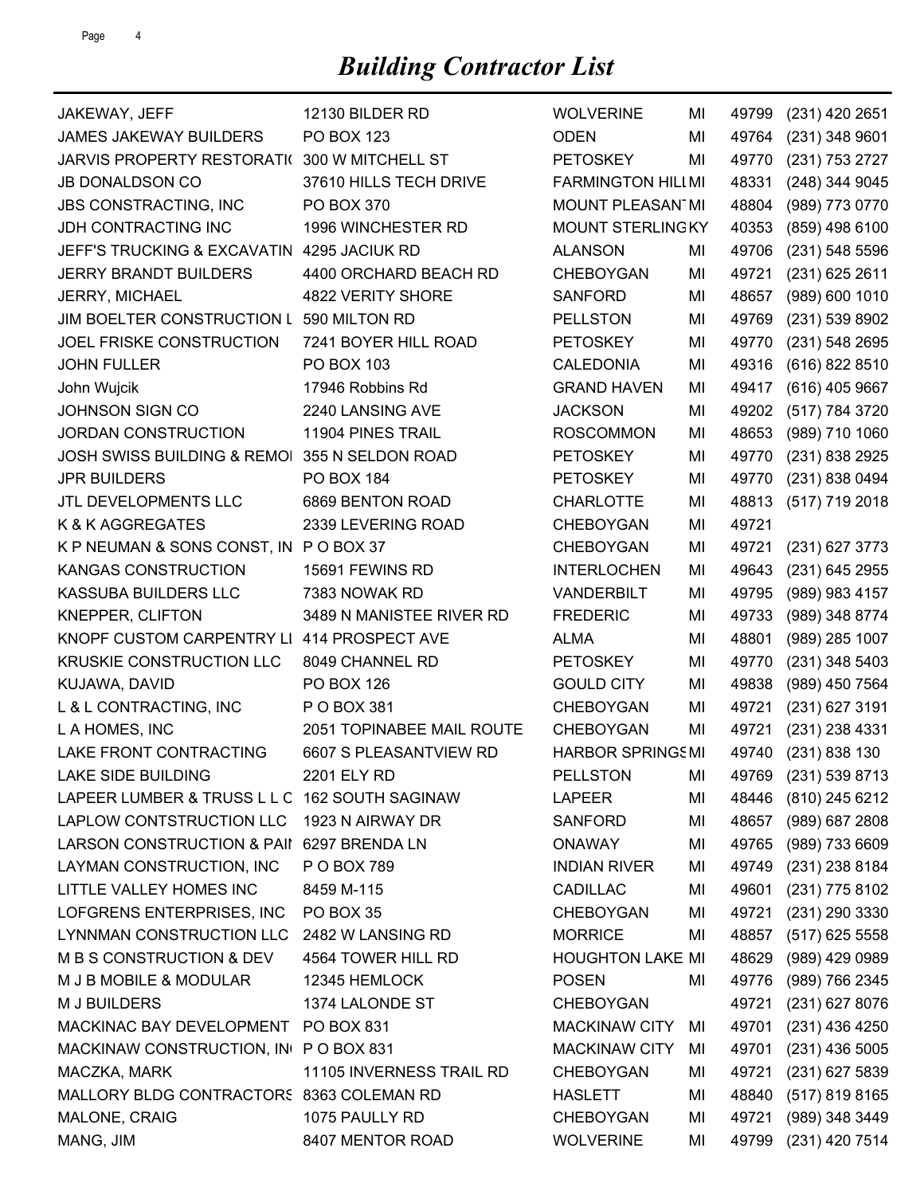# Building Contractor List

| | | | | | |
|---|---|---|---|---|---|
| JAKEWAY, JEFF | 12130 BILDER RD | WOLVERINE | MI | 49799 | (231) 420 2651 |
| JAMES JAKEWAY BUILDERS | PO BOX 123 | ODEN | MI | 49764 | (231) 348 9601 |
| JARVIS PROPERTY RESTORATI( | 300 W MITCHELL ST | PETOSKEY | MI | 49770 | (231) 753 2727 |
| JB DONALDSON CO | 37610 HILLS TECH DRIVE | FARMINGTON HILL | MI | 48331 | (248) 344 9045 |
| JBS CONSTRACTING, INC | PO BOX 370 | MOUNT PLEASAN | MI | 48804 | (989) 773 0770 |
| JDH CONTRACTING INC | 1996 WINCHESTER RD | MOUNT STERLING | KY | 40353 | (859) 498 6100 |
| JEFF'S TRUCKING & EXCAVATIN | 4295 JACIUK RD | ALANSON | MI | 49706 | (231) 548 5596 |
| JERRY BRANDT BUILDERS | 4400 ORCHARD BEACH RD | CHEBOYGAN | MI | 49721 | (231) 625 2611 |
| JERRY, MICHAEL | 4822 VERITY SHORE | SANFORD | MI | 48657 | (989) 600 1010 |
| JIM BOELTER CONSTRUCTION L | 590 MILTON RD | PELLSTON | MI | 49769 | (231) 539 8902 |
| JOEL FRISKE CONSTRUCTION | 7241 BOYER HILL ROAD | PETOSKEY | MI | 49770 | (231) 548 2695 |
| JOHN FULLER | PO BOX 103 | CALEDONIA | MI | 49316 | (616) 822 8510 |
| John Wujcik | 17946 Robbins Rd | GRAND HAVEN | MI | 49417 | (616) 405 9667 |
| JOHNSON SIGN CO | 2240 LANSING AVE | JACKSON | MI | 49202 | (517) 784 3720 |
| JORDAN CONSTRUCTION | 11904 PINES TRAIL | ROSCOMMON | MI | 48653 | (989) 710 1060 |
| JOSH SWISS BUILDING & REMOI | 355 N SELDON ROAD | PETOSKEY | MI | 49770 | (231) 838 2925 |
| JPR BUILDERS | PO BOX 184 | PETOSKEY | MI | 49770 | (231) 838 0494 |
| JTL DEVELOPMENTS LLC | 6869 BENTON ROAD | CHARLOTTE | MI | 48813 | (517) 719 2018 |
| K & K AGGREGATES | 2339 LEVERING ROAD | CHEBOYGAN | MI | 49721 | |
| K P NEUMAN & SONS CONST, IN | P O BOX 37 | CHEBOYGAN | MI | 49721 | (231) 627 3773 |
| KANGAS CONSTRUCTION | 15691 FEWINS RD | INTERLOCHEN | MI | 49643 | (231) 645 2955 |
| KASSUBA BUILDERS LLC | 7383 NOWAK RD | VANDERBILT | MI | 49795 | (989) 983 4157 |
| KNEPPER, CLIFTON | 3489 N MANISTEE RIVER RD | FREDERIC | MI | 49733 | (989) 348 8774 |
| KNOPF CUSTOM CARPENTRY LI | 414 PROSPECT AVE | ALMA | MI | 48801 | (989) 285 1007 |
| KRUSKIE CONSTRUCTION LLC | 8049 CHANNEL RD | PETOSKEY | MI | 49770 | (231) 348 5403 |
| KUJAWA, DAVID | PO BOX 126 | GOULD CITY | MI | 49838 | (989) 450 7564 |
| L & L CONTRACTING, INC | P O BOX 381 | CHEBOYGAN | MI | 49721 | (231) 627 3191 |
| L A HOMES, INC | 2051 TOPINABEE MAIL ROUTE | CHEBOYGAN | MI | 49721 | (231) 238 4331 |
| LAKE FRONT CONTRACTING | 6607 S PLEASANTVIEW RD | HARBOR SPRINGS | MI | 49740 | (231) 838 130 |
| LAKE SIDE BUILDING | 2201 ELY RD | PELLSTON | MI | 49769 | (231) 539 8713 |
| LAPEER LUMBER & TRUSS L L C | 162 SOUTH SAGINAW | LAPEER | MI | 48446 | (810) 245 6212 |
| LAPLOW CONTSTRUCTION LLC | 1923 N AIRWAY DR | SANFORD | MI | 48657 | (989) 687 2808 |
| LARSON CONSTRUCTION & PAII | 6297 BRENDA LN | ONAWAY | MI | 49765 | (989) 733 6609 |
| LAYMAN CONSTRUCTION, INC | P O BOX 789 | INDIAN RIVER | MI | 49749 | (231) 238 8184 |
| LITTLE VALLEY HOMES INC | 8459 M-115 | CADILLAC | MI | 49601 | (231) 775 8102 |
| LOFGRENS ENTERPRISES, INC | PO BOX 35 | CHEBOYGAN | MI | 49721 | (231) 290 3330 |
| LYNNMAN CONSTRUCTION LLC | 2482 W LANSING RD | MORRICE | MI | 48857 | (517) 625 5558 |
| M B S CONSTRUCTION & DEV | 4564 TOWER HILL RD | HOUGHTON LAKE | MI | 48629 | (989) 429 0989 |
| M J B MOBILE & MODULAR | 12345 HEMLOCK | POSEN | MI | 49776 | (989) 766 2345 |
| M J BUILDERS | 1374 LALONDE ST | CHEBOYGAN | | 49721 | (231) 627 8076 |
| MACKINAC BAY DEVELOPMENT | PO BOX 831 | MACKINAW CITY | MI | 49701 | (231) 436 4250 |
| MACKINAW CONSTRUCTION, IN | P O BOX 831 | MACKINAW CITY | MI | 49701 | (231) 436 5005 |
| MACZKA, MARK | 11105 INVERNESS TRAIL RD | CHEBOYGAN | MI | 49721 | (231) 627 5839 |
| MALLORY BLDG CONTRACTORS | 8363 COLEMAN RD | HASLETT | MI | 48840 | (517) 819 8165 |
| MALONE, CRAIG | 1075 PAULLY RD | CHEBOYGAN | MI | 49721 | (989) 348 3449 |
| MANG, JIM | 8407 MENTOR ROAD | WOLVERINE | MI | 49799 | (231) 420 7514 |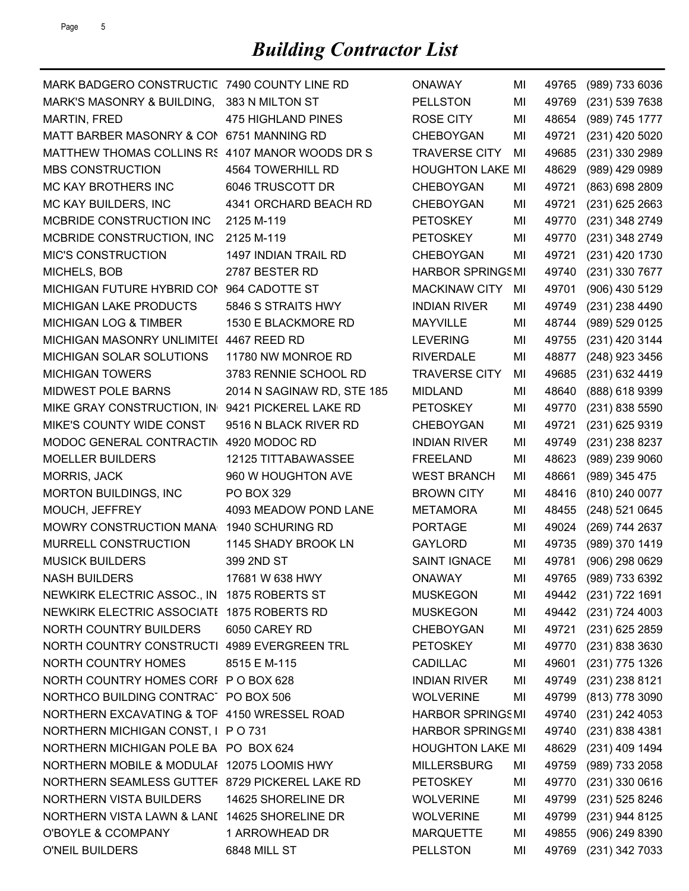# *Building Contractor List*

| | | | | | |
|---|---|---|---|---|---|
| MARK BADGERO CONSTRUCTIC | 7490 COUNTY LINE RD | ONAWAY | MI | 49765 | (989) 733 6036 |
| MARK'S MASONRY & BUILDING, | 383 N MILTON ST | PELLSTON | MI | 49769 | (231) 539 7638 |
| MARTIN, FRED | 475 HIGHLAND PINES | ROSE CITY | MI | 48654 | (989) 745 1777 |
| MATT BARBER MASONRY & CON | 6751 MANNING RD | CHEBOYGAN | MI | 49721 | (231) 420 5020 |
| MATTHEW THOMAS COLLINS RS | 4107 MANOR WOODS DR S | TRAVERSE CITY | MI | 49685 | (231) 330 2989 |
| MBS CONSTRUCTION | 4564 TOWERHILL RD | HOUGHTON LAKE | MI | 48629 | (989) 429 0989 |
| MC KAY BROTHERS INC | 6046 TRUSCOTT DR | CHEBOYGAN | MI | 49721 | (863) 698 2809 |
| MC KAY BUILDERS, INC | 4341 ORCHARD BEACH RD | CHEBOYGAN | MI | 49721 | (231) 625 2663 |
| MCBRIDE CONSTRUCTION INC | 2125 M-119 | PETOSKEY | MI | 49770 | (231) 348 2749 |
| MCBRIDE CONSTRUCTION, INC | 2125 M-119 | PETOSKEY | MI | 49770 | (231) 348 2749 |
| MIC'S CONSTRUCTION | 1497 INDIAN TRAIL RD | CHEBOYGAN | MI | 49721 | (231) 420 1730 |
| MICHELS, BOB | 2787 BESTER RD | HARBOR SPRINGS | MI | 49740 | (231) 330 7677 |
| MICHIGAN FUTURE HYBRID CON | 964 CADOTTE ST | MACKINAW CITY | MI | 49701 | (906) 430 5129 |
| MICHIGAN LAKE PRODUCTS | 5846 S STRAITS HWY | INDIAN RIVER | MI | 49749 | (231) 238 4490 |
| MICHIGAN LOG & TIMBER | 1530 E BLACKMORE RD | MAYVILLE | MI | 48744 | (989) 529 0125 |
| MICHIGAN MASONRY UNLIMITED | 4467 REED RD | LEVERING | MI | 49755 | (231) 420 3144 |
| MICHIGAN SOLAR SOLUTIONS | 11780 NW MONROE RD | RIVERDALE | MI | 48877 | (248) 923 3456 |
| MICHIGAN TOWERS | 3783 RENNIE SCHOOL RD | TRAVERSE CITY | MI | 49685 | (231) 632 4419 |
| MIDWEST POLE BARNS | 2014 N SAGINAW RD, STE 185 | MIDLAND | MI | 48640 | (888) 618 9399 |
| MIKE GRAY CONSTRUCTION, IN | 9421 PICKEREL LAKE RD | PETOSKEY | MI | 49770 | (231) 838 5590 |
| MIKE'S COUNTY WIDE CONST | 9516 N BLACK RIVER RD | CHEBOYGAN | MI | 49721 | (231) 625 9319 |
| MODOC GENERAL CONTRACTIN | 4920 MODOC RD | INDIAN RIVER | MI | 49749 | (231) 238 8237 |
| MOELLER BUILDERS | 12125 TITTABAWASSEE | FREELAND | MI | 48623 | (989) 239 9060 |
| MORRIS, JACK | 960 W HOUGHTON AVE | WEST BRANCH | MI | 48661 | (989) 345 475 |
| MORTON BUILDINGS, INC | PO BOX 329 | BROWN CITY | MI | 48416 | (810) 240 0077 |
| MOUCH, JEFFREY | 4093 MEADOW POND LANE | METAMORA | MI | 48455 | (248) 521 0645 |
| MOWRY CONSTRUCTION MANA | 1940 SCHURING RD | PORTAGE | MI | 49024 | (269) 744 2637 |
| MURRELL CONSTRUCTION | 1145 SHADY BROOK LN | GAYLORD | MI | 49735 | (989) 370 1419 |
| MUSICK BUILDERS | 399 2ND ST | SAINT IGNACE | MI | 49781 | (906) 298 0629 |
| NASH BUILDERS | 17681 W 638 HWY | ONAWAY | MI | 49765 | (989) 733 6392 |
| NEWKIRK ELECTRIC ASSOC., IN | 1875 ROBERTS ST | MUSKEGON | MI | 49442 | (231) 722 1691 |
| NEWKIRK ELECTRIC ASSOCIATE | 1875 ROBERTS RD | MUSKEGON | MI | 49442 | (231) 724 4003 |
| NORTH COUNTRY BUILDERS | 6050 CAREY RD | CHEBOYGAN | MI | 49721 | (231) 625 2859 |
| NORTH COUNTRY CONSTRUCTI | 4989 EVERGREEN TRL | PETOSKEY | MI | 49770 | (231) 838 3630 |
| NORTH COUNTRY HOMES | 8515 E M-115 | CADILLAC | MI | 49601 | (231) 775 1326 |
| NORTH COUNTRY HOMES CORF | P O BOX 628 | INDIAN RIVER | MI | 49749 | (231) 238 8121 |
| NORTHCO BUILDING CONTRACT | PO BOX 506 | WOLVERINE | MI | 49799 | (813) 778 3090 |
| NORTHERN EXCAVATING & TOP | 4150 WRESSEL ROAD | HARBOR SPRINGS | MI | 49740 | (231) 242 4053 |
| NORTHERN MICHIGAN CONST, I | P O 731 | HARBOR SPRINGS | MI | 49740 | (231) 838 4381 |
| NORTHERN MICHIGAN POLE BA | PO BOX 624 | HOUGHTON LAKE | MI | 48629 | (231) 409 1494 |
| NORTHERN MOBILE & MODULAF | 12075 LOOMIS HWY | MILLERSBURG | MI | 49759 | (989) 733 2058 |
| NORTHERN SEAMLESS GUTTER | 8729 PICKEREL LAKE RD | PETOSKEY | MI | 49770 | (231) 330 0616 |
| NORTHERN VISTA BUILDERS | 14625 SHORELINE DR | WOLVERINE | MI | 49799 | (231) 525 8246 |
| NORTHERN VISTA LAWN & LAND | 14625 SHORELINE DR | WOLVERINE | MI | 49799 | (231) 944 8125 |
| O'BOYLE & CCOMPANY | 1 ARROWHEAD DR | MARQUETTE | MI | 49855 | (906) 249 8390 |
| O'NEIL BUILDERS | 6848 MILL ST | PELLSTON | MI | 49769 | (231) 342 7033 |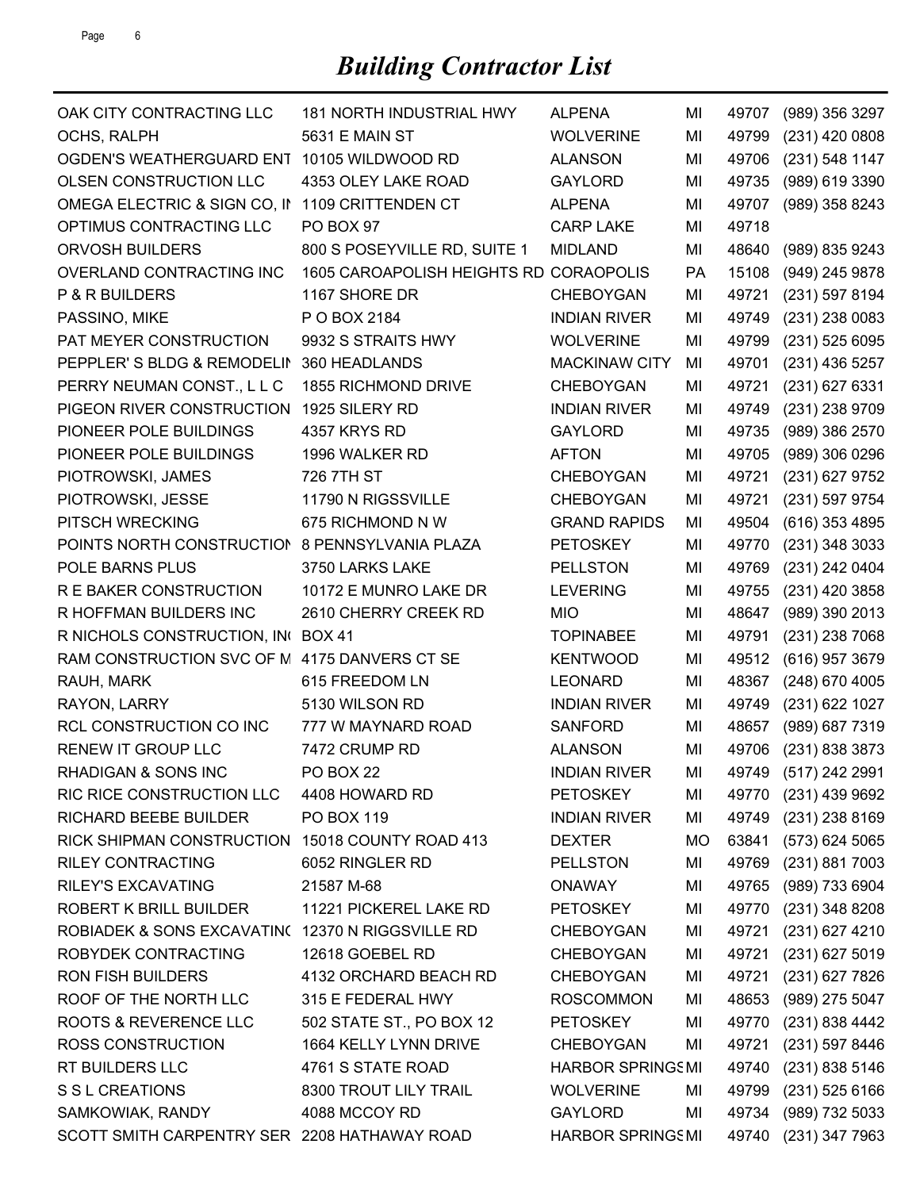# *Building Contractor List*

| Name | Address | City | State | Zip | Phone |
|---|---|---|---|---|---|
| OAK CITY CONTRACTING LLC | 181 NORTH INDUSTRIAL HWY | ALPENA | MI | 49707 | (989) 356 3297 |
| OCHS, RALPH | 5631 E MAIN ST | WOLVERINE | MI | 49799 | (231) 420 0808 |
| OGDEN'S WEATHERGUARD ENT | 10105 WILDWOOD RD | ALANSON | MI | 49706 | (231) 548 1147 |
| OLSEN CONSTRUCTION LLC | 4353 OLEY LAKE ROAD | GAYLORD | MI | 49735 | (989) 619 3390 |
| OMEGA ELECTRIC & SIGN CO, IN | 1109 CRITTENDEN CT | ALPENA | MI | 49707 | (989) 358 8243 |
| OPTIMUS CONTRACTING LLC | PO BOX 97 | CARP LAKE | MI | 49718 | |
| ORVOSH BUILDERS | 800 S POSEYVILLE RD, SUITE 1 | MIDLAND | MI | 48640 | (989) 835 9243 |
| OVERLAND CONTRACTING INC | 1605 CAROAPOLISH HEIGHTS RD | CORAOPOLIS | PA | 15108 | (949) 245 9878 |
| P & R BUILDERS | 1167 SHORE DR | CHEBOYGAN | MI | 49721 | (231) 597 8194 |
| PASSINO, MIKE | P O BOX 2184 | INDIAN RIVER | MI | 49749 | (231) 238 0083 |
| PAT MEYER CONSTRUCTION | 9932 S STRAITS HWY | WOLVERINE | MI | 49799 | (231) 525 6095 |
| PEPPLER' S BLDG & REMODELIN | 360 HEADLANDS | MACKINAW CITY | MI | 49701 | (231) 436 5257 |
| PERRY NEUMAN CONST., L L C | 1855 RICHMOND DRIVE | CHEBOYGAN | MI | 49721 | (231) 627 6331 |
| PIGEON RIVER CONSTRUCTION | 1925 SILERY RD | INDIAN RIVER | MI | 49749 | (231) 238 9709 |
| PIONEER POLE BUILDINGS | 4357 KRYS RD | GAYLORD | MI | 49735 | (989) 386 2570 |
| PIONEER POLE BUILDINGS | 1996 WALKER RD | AFTON | MI | 49705 | (989) 306 0296 |
| PIOTROWSKI, JAMES | 726 7TH ST | CHEBOYGAN | MI | 49721 | (231) 627 9752 |
| PIOTROWSKI, JESSE | 11790 N RIGSSVILLE | CHEBOYGAN | MI | 49721 | (231) 597 9754 |
| PITSCH WRECKING | 675 RICHMOND N W | GRAND RAPIDS | MI | 49504 | (616) 353 4895 |
| POINTS NORTH CONSTRUCTION | 8 PENNSYLVANIA PLAZA | PETOSKEY | MI | 49770 | (231) 348 3033 |
| POLE BARNS PLUS | 3750 LARKS LAKE | PELLSTON | MI | 49769 | (231) 242 0404 |
| R E BAKER CONSTRUCTION | 10172 E MUNRO LAKE DR | LEVERING | MI | 49755 | (231) 420 3858 |
| R HOFFMAN BUILDERS INC | 2610 CHERRY CREEK RD | MIO | MI | 48647 | (989) 390 2013 |
| R NICHOLS CONSTRUCTION, INC | BOX 41 | TOPINABEE | MI | 49791 | (231) 238 7068 |
| RAM CONSTRUCTION SVC OF M | 4175 DANVERS CT SE | KENTWOOD | MI | 49512 | (616) 957 3679 |
| RAUH, MARK | 615 FREEDOM LN | LEONARD | MI | 48367 | (248) 670 4005 |
| RAYON, LARRY | 5130 WILSON RD | INDIAN RIVER | MI | 49749 | (231) 622 1027 |
| RCL CONSTRUCTION CO INC | 777 W MAYNARD ROAD | SANFORD | MI | 48657 | (989) 687 7319 |
| RENEW IT GROUP LLC | 7472 CRUMP RD | ALANSON | MI | 49706 | (231) 838 3873 |
| RHADIGAN & SONS INC | PO BOX 22 | INDIAN RIVER | MI | 49749 | (517) 242 2991 |
| RIC RICE CONSTRUCTION LLC | 4408 HOWARD RD | PETOSKEY | MI | 49770 | (231) 439 9692 |
| RICHARD BEEBE BUILDER | PO BOX 119 | INDIAN RIVER | MI | 49749 | (231) 238 8169 |
| RICK SHIPMAN CONSTRUCTION | 15018 COUNTY ROAD 413 | DEXTER | MO | 63841 | (573) 624 5065 |
| RILEY CONTRACTING | 6052 RINGLER RD | PELLSTON | MI | 49769 | (231) 881 7003 |
| RILEY'S EXCAVATING | 21587 M-68 | ONAWAY | MI | 49765 | (989) 733 6904 |
| ROBERT K BRILL BUILDER | 11221 PICKEREL LAKE RD | PETOSKEY | MI | 49770 | (231) 348 8208 |
| ROBIADEK & SONS EXCAVATING | 12370 N RIGGSVILLE RD | CHEBOYGAN | MI | 49721 | (231) 627 4210 |
| ROBYDEK CONTRACTING | 12618 GOEBEL RD | CHEBOYGAN | MI | 49721 | (231) 627 5019 |
| RON FISH BUILDERS | 4132 ORCHARD BEACH RD | CHEBOYGAN | MI | 49721 | (231) 627 7826 |
| ROOF OF THE NORTH LLC | 315 E FEDERAL HWY | ROSCOMMON | MI | 48653 | (989) 275 5047 |
| ROOTS & REVERENCE LLC | 502 STATE ST., PO BOX 12 | PETOSKEY | MI | 49770 | (231) 838 4442 |
| ROSS CONSTRUCTION | 1664 KELLY LYNN DRIVE | CHEBOYGAN | MI | 49721 | (231) 597 8446 |
| RT BUILDERS LLC | 4761 S STATE ROAD | HARBOR SPRINGS | MI | 49740 | (231) 838 5146 |
| S S L CREATIONS | 8300 TROUT LILY TRAIL | WOLVERINE | MI | 49799 | (231) 525 6166 |
| SAMKOWIAK, RANDY | 4088 MCCOY RD | GAYLORD | MI | 49734 | (989) 732 5033 |
| SCOTT SMITH CARPENTRY SER | 2208 HATHAWAY ROAD | HARBOR SPRINGS | MI | 49740 | (231) 347 7963 |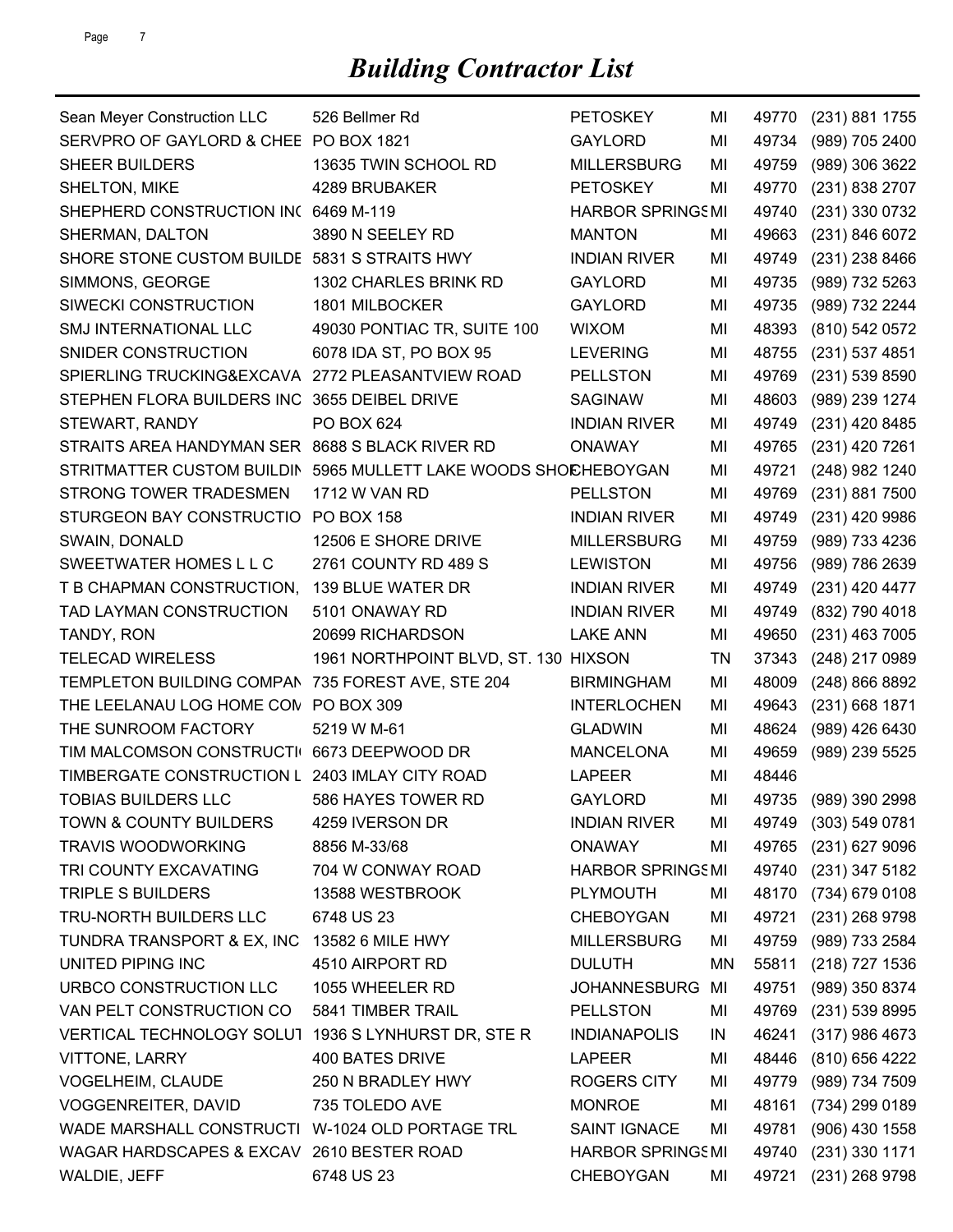# *Building Contractor List*

| | | | | | |
|---|---|---|---|---|---|
| Sean Meyer Construction LLC | 526 Bellmer Rd | PETOSKEY | MI | 49770 | (231) 881 1755 |
| SERVPRO OF GAYLORD & CHEE | PO BOX 1821 | GAYLORD | MI | 49734 | (989) 705 2400 |
| SHEER BUILDERS | 13635 TWIN SCHOOL RD | MILLERSBURG | MI | 49759 | (989) 306 3622 |
| SHELTON, MIKE | 4289 BRUBAKER | PETOSKEY | MI | 49770 | (231) 838 2707 |
| SHEPHERD CONSTRUCTION INC | 6469 M-119 | HARBOR SPRINGS | MI | 49740 | (231) 330 0732 |
| SHERMAN, DALTON | 3890 N SEELEY RD | MANTON | MI | 49663 | (231) 846 6072 |
| SHORE STONE CUSTOM BUILDE | 5831 S STRAITS HWY | INDIAN RIVER | MI | 49749 | (231) 238 8466 |
| SIMMONS, GEORGE | 1302 CHARLES BRINK RD | GAYLORD | MI | 49735 | (989) 732 5263 |
| SIWECKI CONSTRUCTION | 1801 MILBOCKER | GAYLORD | MI | 49735 | (989) 732 2244 |
| SMJ INTERNATIONAL LLC | 49030 PONTIAC TR, SUITE 100 | WIXOM | MI | 48393 | (810) 542 0572 |
| SNIDER CONSTRUCTION | 6078 IDA ST, PO BOX 95 | LEVERING | MI | 48755 | (231) 537 4851 |
| SPIERLING TRUCKING&EXCAVA | 2772 PLEASANTVIEW ROAD | PELLSTON | MI | 49769 | (231) 539 8590 |
| STEPHEN FLORA BUILDERS INC | 3655 DEIBEL DRIVE | SAGINAW | MI | 48603 | (989) 239 1274 |
| STEWART, RANDY | PO BOX 624 | INDIAN RIVER | MI | 49749 | (231) 420 8485 |
| STRAITS AREA HANDYMAN SER | 8688 S BLACK RIVER RD | ONAWAY | MI | 49765 | (231) 420 7261 |
| STRITMATTER CUSTOM BUILDIN | 5965 MULLETT LAKE WOODS SHO | CHEBOYGAN | MI | 49721 | (248) 982 1240 |
| STRONG TOWER TRADESMEN | 1712 W VAN RD | PELLSTON | MI | 49769 | (231) 881 7500 |
| STURGEON BAY CONSTRUCTIO | PO BOX 158 | INDIAN RIVER | MI | 49749 | (231) 420 9986 |
| SWAIN, DONALD | 12506 E SHORE DRIVE | MILLERSBURG | MI | 49759 | (989) 733 4236 |
| SWEETWATER HOMES L L C | 2761 COUNTY RD 489 S | LEWISTON | MI | 49756 | (989) 786 2639 |
| T B CHAPMAN CONSTRUCTION, | 139 BLUE WATER DR | INDIAN RIVER | MI | 49749 | (231) 420 4477 |
| TAD LAYMAN CONSTRUCTION | 5101 ONAWAY RD | INDIAN RIVER | MI | 49749 | (832) 790 4018 |
| TANDY, RON | 20699 RICHARDSON | LAKE ANN | MI | 49650 | (231) 463 7005 |
| TELECAD WIRELESS | 1961 NORTHPOINT BLVD, ST. 130 | HIXSON | TN | 37343 | (248) 217 0989 |
| TEMPLETON BUILDING COMPAN | 735 FOREST AVE, STE 204 | BIRMINGHAM | MI | 48009 | (248) 866 8892 |
| THE LEELANAU LOG HOME COM | PO BOX 309 | INTERLOCHEN | MI | 49643 | (231) 668 1871 |
| THE SUNROOM FACTORY | 5219 W M-61 | GLADWIN | MI | 48624 | (989) 426 6430 |
| TIM MALCOMSON CONSTRUCTI | 6673 DEEPWOOD DR | MANCELONA | MI | 49659 | (989) 239 5525 |
| TIMBERGATE CONSTRUCTION L | 2403 IMLAY CITY ROAD | LAPEER | MI | 48446 | |
| TOBIAS BUILDERS LLC | 586 HAYES TOWER RD | GAYLORD | MI | 49735 | (989) 390 2998 |
| TOWN & COUNTY BUILDERS | 4259 IVERSON DR | INDIAN RIVER | MI | 49749 | (303) 549 0781 |
| TRAVIS WOODWORKING | 8856 M-33/68 | ONAWAY | MI | 49765 | (231) 627 9096 |
| TRI COUNTY EXCAVATING | 704 W CONWAY ROAD | HARBOR SPRINGS | MI | 49740 | (231) 347 5182 |
| TRIPLE S BUILDERS | 13588 WESTBROOK | PLYMOUTH | MI | 48170 | (734) 679 0108 |
| TRU-NORTH BUILDERS LLC | 6748 US 23 | CHEBOYGAN | MI | 49721 | (231) 268 9798 |
| TUNDRA TRANSPORT & EX, INC | 13582 6 MILE HWY | MILLERSBURG | MI | 49759 | (989) 733 2584 |
| UNITED PIPING INC | 4510 AIRPORT RD | DULUTH | MN | 55811 | (218) 727 1536 |
| URBCO CONSTRUCTION LLC | 1055 WHEELER RD | JOHANNESBURG | MI | 49751 | (989) 350 8374 |
| VAN PELT CONSTRUCTION CO | 5841 TIMBER TRAIL | PELLSTON | MI | 49769 | (231) 539 8995 |
| VERTICAL TECHNOLOGY SOLUT | 1936 S LYNHURST DR, STE R | INDIANAPOLIS | IN | 46241 | (317) 986 4673 |
| VITTONE, LARRY | 400 BATES DRIVE | LAPEER | MI | 48446 | (810) 656 4222 |
| VOGELHEIM, CLAUDE | 250 N BRADLEY HWY | ROGERS CITY | MI | 49779 | (989) 734 7509 |
| VOGGENREITER, DAVID | 735 TOLEDO AVE | MONROE | MI | 48161 | (734) 299 0189 |
| WADE MARSHALL CONSTRUCTI | W-1024 OLD PORTAGE TRL | SAINT IGNACE | MI | 49781 | (906) 430 1558 |
| WAGAR HARDSCAPES & EXCAV | 2610 BESTER ROAD | HARBOR SPRINGS | MI | 49740 | (231) 330 1171 |
| WALDIE, JEFF | 6748 US 23 | CHEBOYGAN | MI | 49721 | (231) 268 9798 |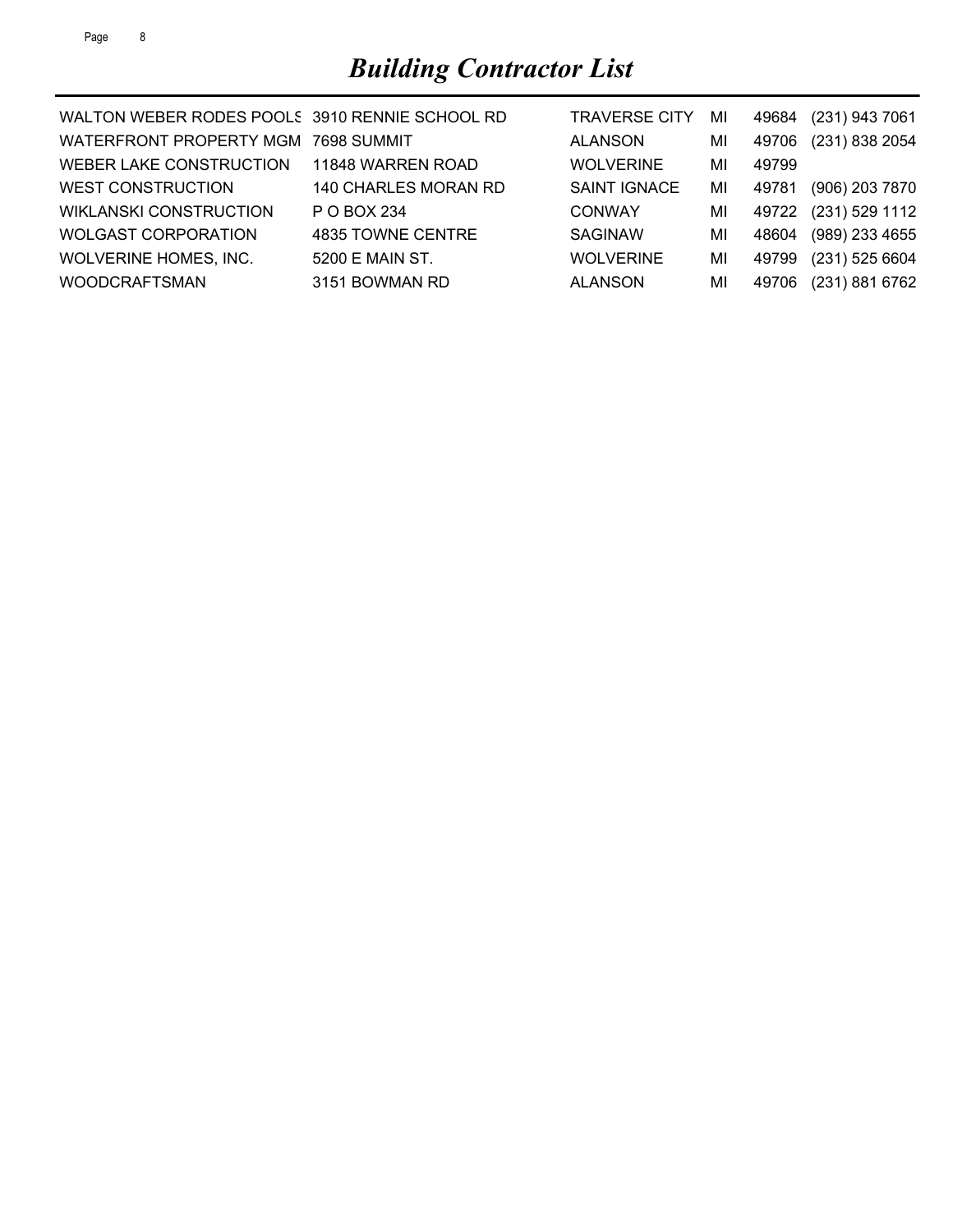# *Building Contractor List*

| | | | | | |
|---|---|---|---|---|---|
| WALTON WEBER RODES POOLS | 3910 RENNIE SCHOOL RD | TRAVERSE CITY | MI | 49684 | (231) 943 7061 |
| WATERFRONT PROPERTY MGM | 7698 SUMMIT | ALANSON | MI | 49706 | (231) 838 2054 |
| WEBER LAKE CONSTRUCTION | 11848 WARREN ROAD | WOLVERINE | MI | 49799 | |
| WEST CONSTRUCTION | 140 CHARLES MORAN RD | SAINT IGNACE | MI | 49781 | (906) 203 7870 |
| WIKLANSKI CONSTRUCTION | P O BOX 234 | CONWAY | MI | 49722 | (231) 529 1112 |
| WOLGAST CORPORATION | 4835 TOWNE CENTRE | SAGINAW | MI | 48604 | (989) 233 4655 |
| WOLVERINE HOMES, INC. | 5200 E MAIN ST. | WOLVERINE | MI | 49799 | (231) 525 6604 |
| WOODCRAFTSMAN | 3151 BOWMAN RD | ALANSON | MI | 49706 | (231) 881 6762 |